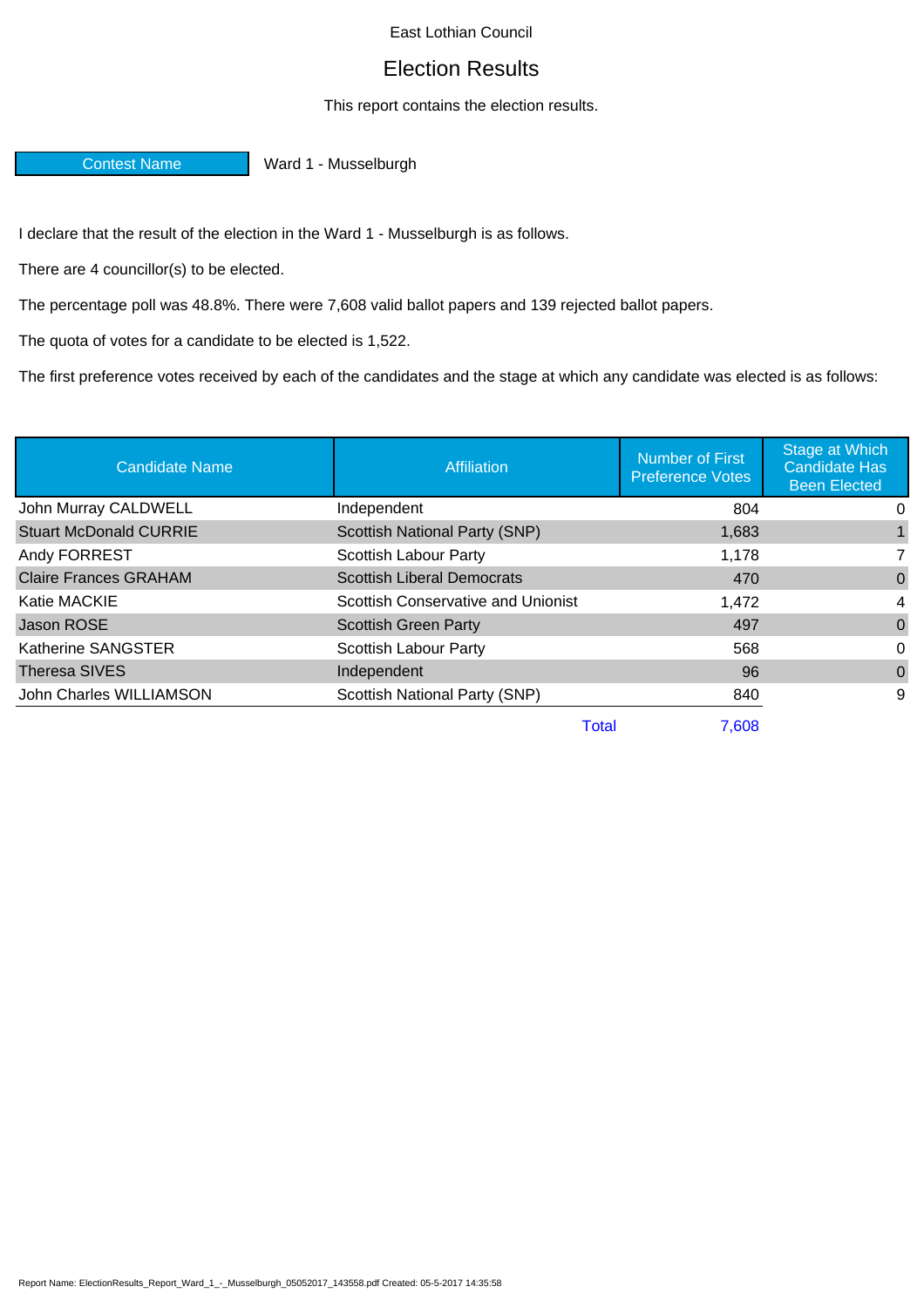East Lothian Council

# Election Results

This report contains the election results.

| Contest Name | Ward 1 - Musselburgh |
|---|---|

I declare that the result of the election in the Ward 1 - Musselburgh is as follows.

There are 4 councillor(s) to be elected.

The percentage poll was 48.8%. There were 7,608 valid ballot papers and 139 rejected ballot papers.

The quota of votes for a candidate to be elected is 1,522.

The first preference votes received by each of the candidates and the stage at which any candidate was elected is as follows:

| Candidate Name | Affiliation | Number of First Preference Votes | Stage at Which Candidate Has Been Elected |
|---|---|---|---|
| John Murray CALDWELL | Independent | 804 | 0 |
| Stuart McDonald CURRIE | Scottish National Party (SNP) | 1,683 | 1 |
| Andy FORREST | Scottish Labour Party | 1,178 | 7 |
| Claire Frances GRAHAM | Scottish Liberal Democrats | 470 | 0 |
| Katie MACKIE | Scottish Conservative and Unionist | 1,472 | 4 |
| Jason ROSE | Scottish Green Party | 497 | 0 |
| Katherine SANGSTER | Scottish Labour Party | 568 | 0 |
| Theresa SIVES | Independent | 96 | 0 |
| John Charles WILLIAMSON | Scottish National Party (SNP) | 840 | 9 |
| | Total | 7,608 | |

Report Name: ElectionResults_Report_Ward_1_-_Musselburgh_05052017_143558.pdf Created: 05-5-2017 14:35:58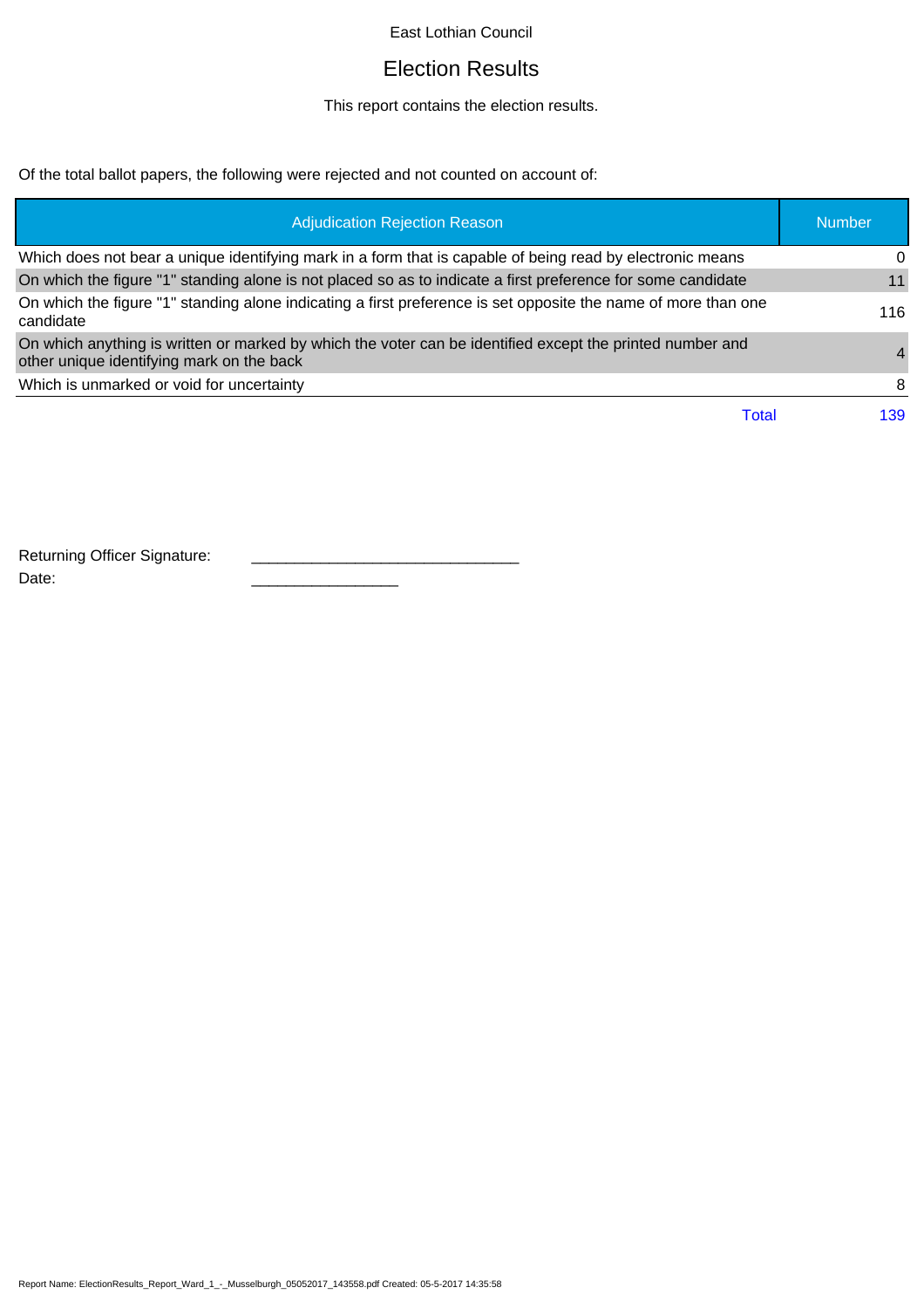East Lothian Council

# Election Results

This report contains the election results.

Of the total ballot papers, the following were rejected and not counted on account of:

| Adjudication Rejection Reason | Number |
|---|---|
| Which does not bear a unique identifying mark in a form that is capable of being read by electronic means | 0 |
| On which the figure "1" standing alone is not placed so as to indicate a first preference for some candidate | 11 |
| On which the figure "1" standing alone indicating a first preference is set opposite the name of more than one candidate | 116 |
| On which anything is written or marked by which the voter can be identified except the printed number and other unique identifying mark on the back | 4 |
| Which is unmarked or void for uncertainty | 8 |
| Total | 139 |

Returning Officer Signature: _______________________________

Date: _________________

Report Name: ElectionResults_Report_Ward_1_-_Musselburgh_05052017_143558.pdf Created: 05-5-2017 14:35:58